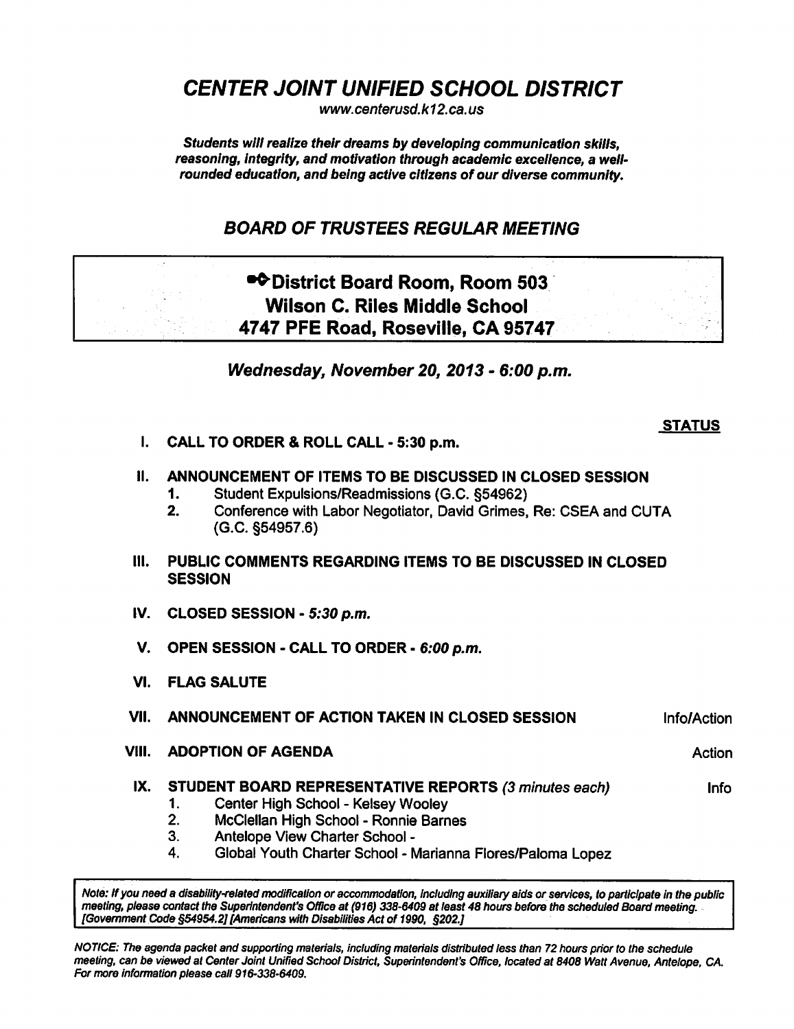# *CENTER JOINT UNIFIED SCHOOL DISTRICT*

*www.centerusd.k12.ca.us*

***Students will realize their dreams by developing communication skills, reasoning, integrity, and motivation through academic excellence, a well-rounded education, and being active citizens of our diverse community.***

## *BOARD OF TRUSTEES REGULAR MEETING*

**District Board Room, Room 503**
**Wilson C. Riles Middle School**
**4747 PFE Road, Roseville, CA 95747**

***Wednesday, November 20, 2013 - 6:00 p.m.***

**STATUS**

**I. CALL TO ORDER & ROLL CALL - 5:30 p.m.**

**II. ANNOUNCEMENT OF ITEMS TO BE DISCUSSED IN CLOSED SESSION**
1. Student Expulsions/Readmissions (G.C. §54962)
2. Conference with Labor Negotiator, David Grimes, Re: CSEA and CUTA (G.C. §54957.6)

**III. PUBLIC COMMENTS REGARDING ITEMS TO BE DISCUSSED IN CLOSED SESSION**

**IV. CLOSED SESSION - *5:30 p.m.***

**V. OPEN SESSION - CALL TO ORDER - *6:00 p.m.***

**VI. FLAG SALUTE**

**VII. ANNOUNCEMENT OF ACTION TAKEN IN CLOSED SESSION** — Info/Action

**VIII. ADOPTION OF AGENDA** — Action

**IX. STUDENT BOARD REPRESENTATIVE REPORTS** *(3 minutes each)* — Info
1. Center High School - Kelsey Wooley
2. McClellan High School - Ronnie Barnes
3. Antelope View Charter School -
4. Global Youth Charter School - Marianna Flores/Paloma Lopez

*Note: If you need a disability-related modification or accommodation, including auxiliary aids or services, to participate in the public meeting, please contact the Superintendent's Office at (916) 338-6409 at least 48 hours before the scheduled Board meeting. [Government Code §54954.2] [Americans with Disabilities Act of 1990, §202.]*

*NOTICE: The agenda packet and supporting materials, including materials distributed less than 72 hours prior to the schedule meeting, can be viewed at Center Joint Unified School District, Superintendent's Office, located at 8408 Watt Avenue, Antelope, CA. For more information please call 916-338-6409.*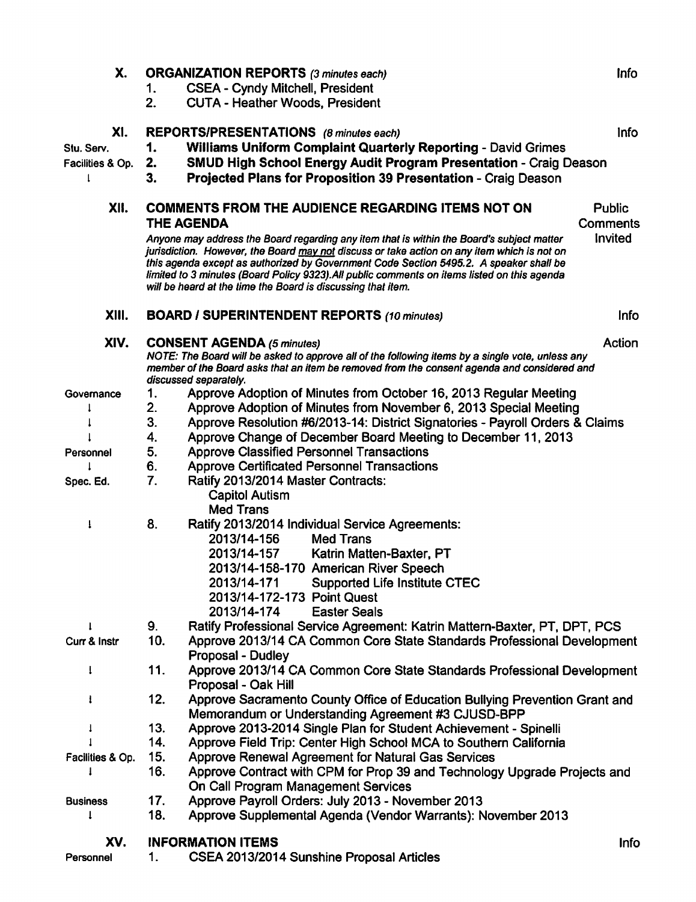## X. ORGANIZATION REPORTS *(3 minutes each)* — Info

1. CSEA - Cyndy Mitchell, President
2. CUTA - Heather Woods, President

## XI. REPORTS/PRESENTATIONS *(8 minutes each)* — Info

Stu. Serv. — 1. **Williams Uniform Complaint Quarterly Reporting** - David Grimes

Facilities & Op. — 2. **SMUD High School Energy Audit Program Presentation** - Craig Deason

↓ — 3. **Projected Plans for Proposition 39 Presentation** - Craig Deason

## XII. COMMENTS FROM THE AUDIENCE REGARDING ITEMS NOT ON THE AGENDA — Public Comments Invited

*Anyone may address the Board regarding any item that is within the Board's subject matter jurisdiction. However, the Board may not discuss or take action on any item which is not on this agenda except as authorized by Government Code Section 5495.2. A speaker shall be limited to 3 minutes (Board Policy 9323). All public comments on items listed on this agenda will be heard at the time the Board is discussing that item.*

## XIII. BOARD / SUPERINTENDENT REPORTS *(10 minutes)* — Info

## XIV. CONSENT AGENDA *(5 minutes)* — Action

*NOTE: The Board will be asked to approve all of the following items by a single vote, unless any member of the Board asks that an item be removed from the consent agenda and considered and discussed separately.*

Governance — 1. Approve Adoption of Minutes from October 16, 2013 Regular Meeting

↓ — 2. Approve Adoption of Minutes from November 6, 2013 Special Meeting

↓ — 3. Approve Resolution #6/2013-14: District Signatories - Payroll Orders & Claims

↓ — 4. Approve Change of December Board Meeting to December 11, 2013

Personnel — 5. Approve Classified Personnel Transactions

↓ — 6. Approve Certificated Personnel Transactions

Spec. Ed. — 7. Ratify 2013/2014 Master Contracts:
- Capitol Autism
- Med Trans

↓ — 8. Ratify 2013/2014 Individual Service Agreements:
- 2013/14-156 Med Trans
- 2013/14-157 Katrin Matten-Baxter, PT
- 2013/14-158-170 American River Speech
- 2013/14-171 Supported Life Institute CTEC
- 2013/14-172-173 Point Quest
- 2013/14-174 Easter Seals

↓ — 9. Ratify Professional Service Agreement: Katrin Mattern-Baxter, PT, DPT, PCS

Curr & Instr — 10. Approve 2013/14 CA Common Core State Standards Professional Development Proposal - Dudley

↓ — 11. Approve 2013/14 CA Common Core State Standards Professional Development Proposal - Oak Hill

↓ — 12. Approve Sacramento County Office of Education Bullying Prevention Grant and Memorandum or Understanding Agreement #3 CJUSD-BPP

↓ — 13. Approve 2013-2014 Single Plan for Student Achievement - Spinelli

↓ — 14. Approve Field Trip: Center High School MCA to Southern California

Facilities & Op. — 15. Approve Renewal Agreement for Natural Gas Services

↓ — 16. Approve Contract with CPM for Prop 39 and Technology Upgrade Projects and On Call Program Management Services

Business — 17. Approve Payroll Orders: July 2013 - November 2013

↓ — 18. Approve Supplemental Agenda (Vendor Warrants): November 2013

## XV. INFORMATION ITEMS — Info

Personnel — 1. CSEA 2013/2014 Sunshine Proposal Articles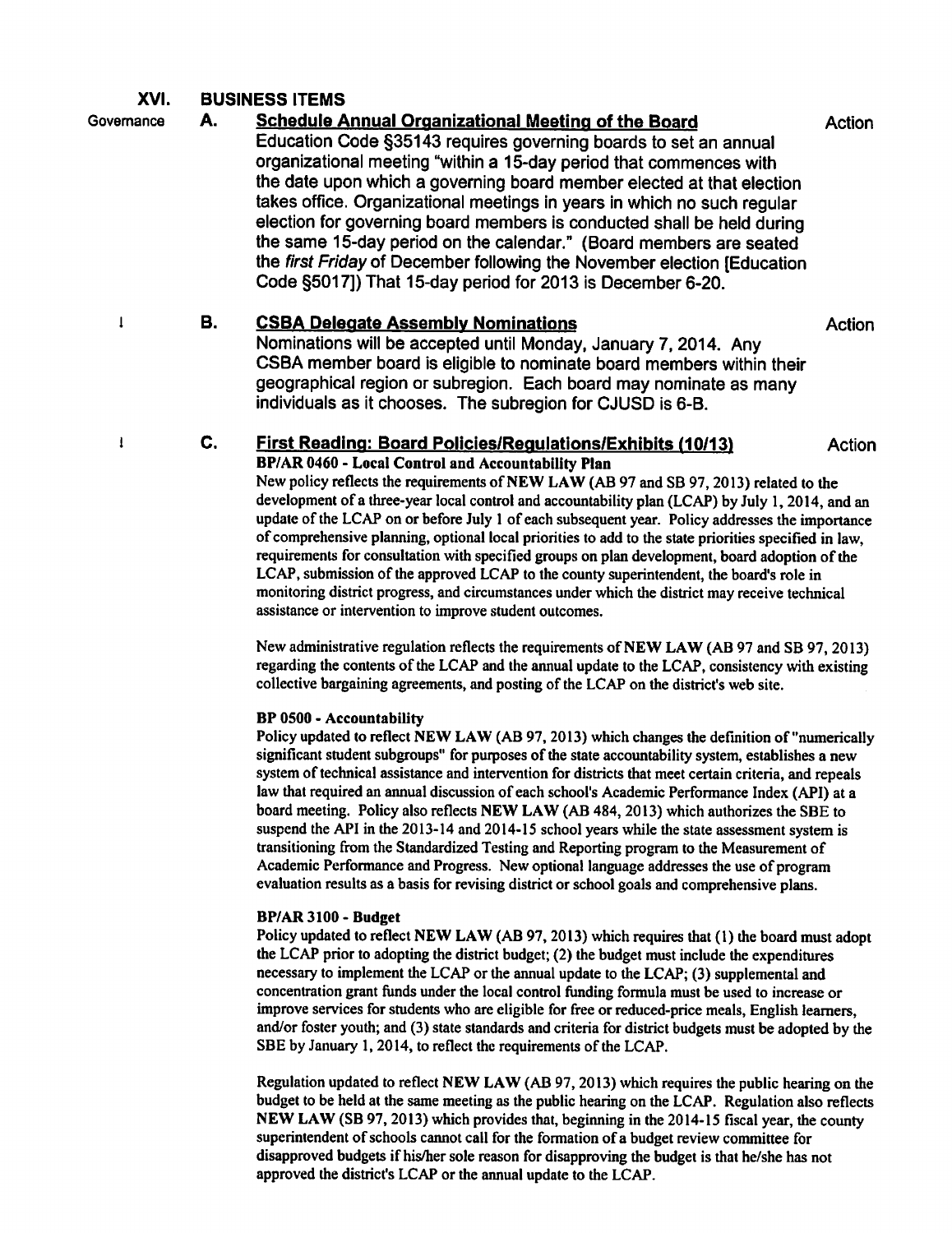## XVI. BUSINESS ITEMS

Governance

### A. Schedule Annual Organizational Meeting of the Board

Action

Education Code §35143 requires governing boards to set an annual organizational meeting "within a 15-day period that commences with the date upon which a governing board member elected at that election takes office. Organizational meetings in years in which no such regular election for governing board members is conducted shall be held during the same 15-day period on the calendar." (Board members are seated the *first Friday* of December following the November election [Education Code §5017]) That 15-day period for 2013 is December 6-20.

### B. CSBA Delegate Assembly Nominations

Action

Nominations will be accepted until Monday, January 7, 2014. Any CSBA member board is eligible to nominate board members within their geographical region or subregion. Each board may nominate as many individuals as it chooses. The subregion for CJUSD is 6-B.

### C. First Reading: Board Policies/Regulations/Exhibits (10/13)

Action

**BP/AR 0460 - Local Control and Accountability Plan**

New policy reflects the requirements of **NEW LAW** (AB 97 and SB 97, 2013) related to the development of a three-year local control and accountability plan (LCAP) by July 1, 2014, and an update of the LCAP on or before July 1 of each subsequent year. Policy addresses the importance of comprehensive planning, optional local priorities to add to the state priorities specified in law, requirements for consultation with specified groups on plan development, board adoption of the LCAP, submission of the approved LCAP to the county superintendent, the board's role in monitoring district progress, and circumstances under which the district may receive technical assistance or intervention to improve student outcomes.

New administrative regulation reflects the requirements of **NEW LAW** (AB 97 and SB 97, 2013) regarding the contents of the LCAP and the annual update to the LCAP, consistency with existing collective bargaining agreements, and posting of the LCAP on the district's web site.

**BP 0500 - Accountability**

Policy updated to reflect **NEW LAW** (AB 97, 2013) which changes the definition of "numerically significant student subgroups" for purposes of the state accountability system, establishes a new system of technical assistance and intervention for districts that meet certain criteria, and repeals law that required an annual discussion of each school's Academic Performance Index (API) at a board meeting. Policy also reflects **NEW LAW** (AB 484, 2013) which authorizes the SBE to suspend the API in the 2013-14 and 2014-15 school years while the state assessment system is transitioning from the Standardized Testing and Reporting program to the Measurement of Academic Performance and Progress. New optional language addresses the use of program evaluation results as a basis for revising district or school goals and comprehensive plans.

**BP/AR 3100 - Budget**

Policy updated to reflect **NEW LAW** (AB 97, 2013) which requires that (1) the board must adopt the LCAP prior to adopting the district budget; (2) the budget must include the expenditures necessary to implement the LCAP or the annual update to the LCAP; (3) supplemental and concentration grant funds under the local control funding formula must be used to increase or improve services for students who are eligible for free or reduced-price meals, English learners, and/or foster youth; and (3) state standards and criteria for district budgets must be adopted by the SBE by January 1, 2014, to reflect the requirements of the LCAP.

Regulation updated to reflect **NEW LAW** (AB 97, 2013) which requires the public hearing on the budget to be held at the same meeting as the public hearing on the LCAP. Regulation also reflects **NEW LAW** (SB 97, 2013) which provides that, beginning in the 2014-15 fiscal year, the county superintendent of schools cannot call for the formation of a budget review committee for disapproved budgets if his/her sole reason for disapproving the budget is that he/she has not approved the district's LCAP or the annual update to the LCAP.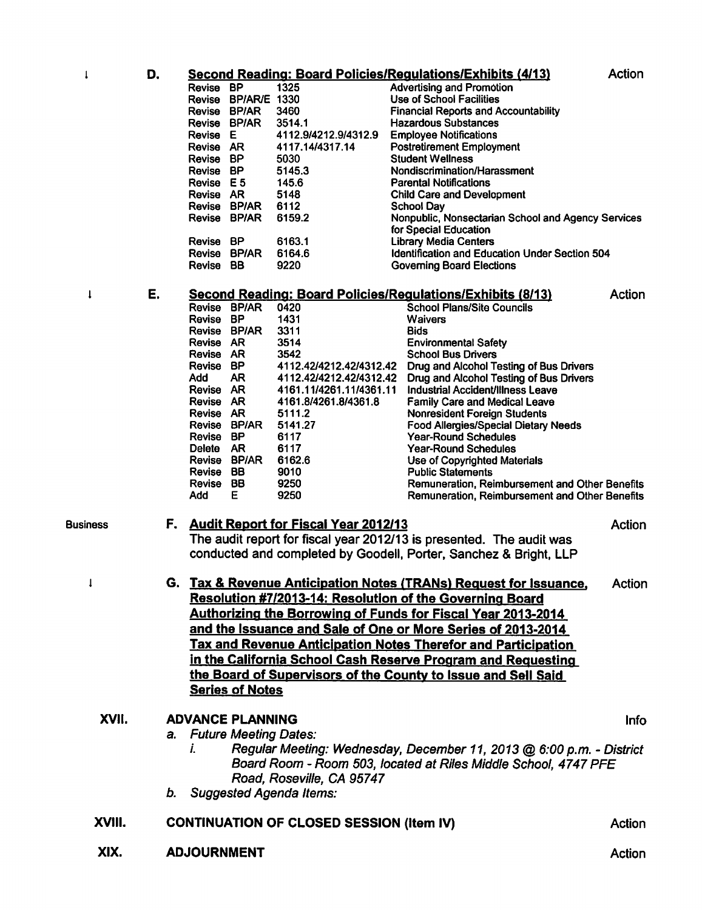↓ **D. Second Reading: Board Policies/Regulations/Exhibits (4/13)** Action

| | | | |
|---|---|---|---|
| Revise | BP | 1325 | Advertising and Promotion |
| Revise | BP/AR/E | 1330 | Use of School Facilities |
| Revise | BP/AR | 3460 | Financial Reports and Accountability |
| Revise | BP/AR | 3514.1 | Hazardous Substances |
| Revise | E | 4112.9/4212.9/4312.9 | Employee Notifications |
| Revise | AR | 4117.14/4317.14 | Postretirement Employment |
| Revise | BP | 5030 | Student Wellness |
| Revise | BP | 5145.3 | Nondiscrimination/Harassment |
| Revise | E 5 | 145.6 | Parental Notifications |
| Revise | AR | 5148 | Child Care and Development |
| Revise | BP/AR | 6112 | School Day |
| Revise | BP/AR | 6159.2 | Nonpublic, Nonsectarian School and Agency Services for Special Education |
| Revise | BP | 6163.1 | Library Media Centers |
| Revise | BP/AR | 6164.6 | Identification and Education Under Section 504 |
| Revise | BB | 9220 | Governing Board Elections |

↓ **E. Second Reading: Board Policies/Regulations/Exhibits (8/13)** Action

| | | | |
|---|---|---|---|
| Revise | BP/AR | 0420 | School Plans/Site Councils |
| Revise | BP | 1431 | Waivers |
| Revise | BP/AR | 3311 | Bids |
| Revise | AR | 3514 | Environmental Safety |
| Revise | AR | 3542 | School Bus Drivers |
| Revise | BP | 4112.42/4212.42/4312.42 | Drug and Alcohol Testing of Bus Drivers |
| Add | AR | 4112.42/4212.42/4312.42 | Drug and Alcohol Testing of Bus Drivers |
| Revise | AR | 4161.11/4261.11/4361.11 | Industrial Accident/Illness Leave |
| Revise | AR | 4161.8/4261.8/4361.8 | Family Care and Medical Leave |
| Revise | AR | 5111.2 | Nonresident Foreign Students |
| Revise | BP/AR | 5141.27 | Food Allergies/Special Dietary Needs |
| Revise | BP | 6117 | Year-Round Schedules |
| Delete | AR | 6117 | Year-Round Schedules |
| Revise | BP/AR | 6162.6 | Use of Copyrighted Materials |
| Revise | BB | 9010 | Public Statements |
| Revise | BB | 9250 | Remuneration, Reimbursement and Other Benefits |
| Add | E | 9250 | Remuneration, Reimbursement and Other Benefits |

Business **F. Audit Report for Fiscal Year 2012/13** Action

The audit report for fiscal year 2012/13 is presented. The audit was conducted and completed by Goodell, Porter, Sanchez & Bright, LLP

↓ **G. Tax & Revenue Anticipation Notes (TRANs) Request for Issuance, Resolution #7/2013-14: Resolution of the Governing Board Authorizing the Borrowing of Funds for Fiscal Year 2013-2014 and the Issuance and Sale of One or More Series of 2013-2014 Tax and Revenue Anticipation Notes Therefor and Participation in the California School Cash Reserve Program and Requesting the Board of Supervisors of the County to Issue and Sell Said Series of Notes** Action

## XVII. ADVANCE PLANNING Info

a. *Future Meeting Dates:*
   i. *Regular Meeting: Wednesday, December 11, 2013 @ 6:00 p.m. - District Board Room - Room 503, located at Riles Middle School, 4747 PFE Road, Roseville, CA 95747*

b. *Suggested Agenda Items:*

## XVIII. CONTINUATION OF CLOSED SESSION (Item IV) Action

## XIX. ADJOURNMENT Action